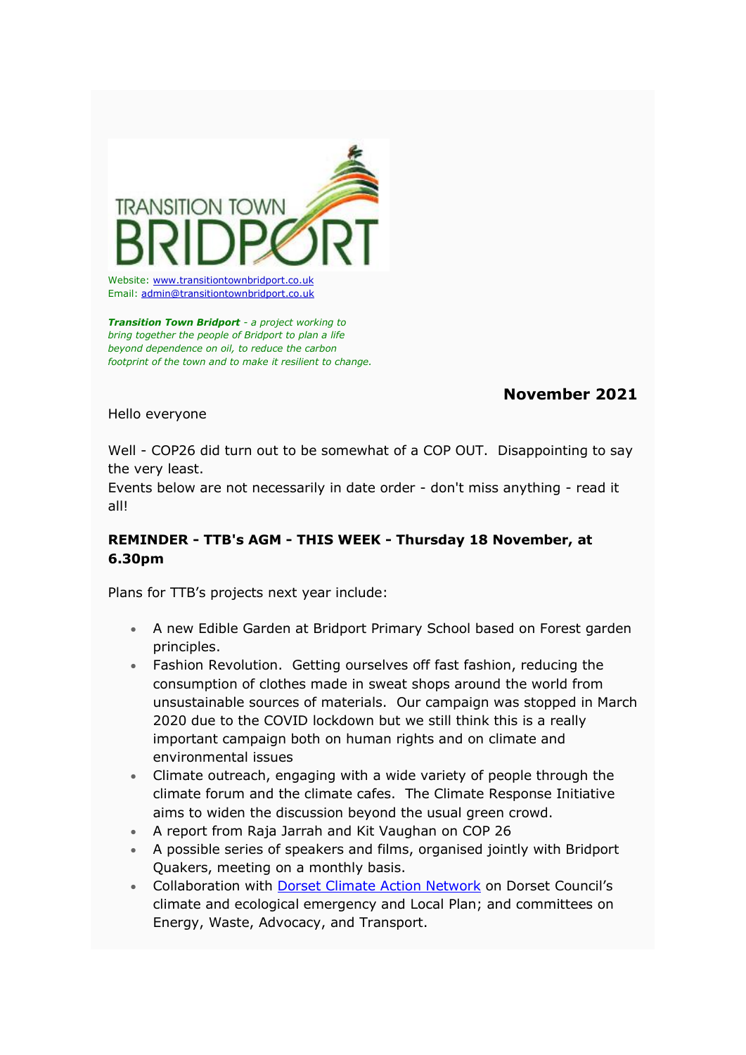TRANSITION TOWN BRIDPORT

Website: [www.transitiontownbridport.co.uk](http://www.transitiontownbridport.co.uk)
Email: [admin@transitiontownbridport.co.uk](mailto:admin@transitiontownbridport.co.uk)

***Transition Town Bridport** - a project working to bring together the people of Bridport to plan a life beyond dependence on oil, to reduce the carbon footprint of the town and to make it resilient to change.*

**November 2021**

Hello everyone

Well - COP26 did turn out to be somewhat of a COP OUT. Disappointing to say the very least.
Events below are not necessarily in date order - don't miss anything - read it all!

**REMINDER - TTB's AGM - THIS WEEK - Thursday 18 November, at 6.30pm**

Plans for TTB's projects next year include:

- A new Edible Garden at Bridport Primary School based on Forest garden principles.
- Fashion Revolution. Getting ourselves off fast fashion, reducing the consumption of clothes made in sweat shops around the world from unsustainable sources of materials. Our campaign was stopped in March 2020 due to the COVID lockdown but we still think this is a really important campaign both on human rights and on climate and environmental issues
- Climate outreach, engaging with a wide variety of people through the climate forum and the climate cafes. The Climate Response Initiative aims to widen the discussion beyond the usual green crowd.
- A report from Raja Jarrah and Kit Vaughan on COP 26
- A possible series of speakers and films, organised jointly with Bridport Quakers, meeting on a monthly basis.
- Collaboration with Dorset Climate Action Network on Dorset Council's climate and ecological emergency and Local Plan; and committees on Energy, Waste, Advocacy, and Transport.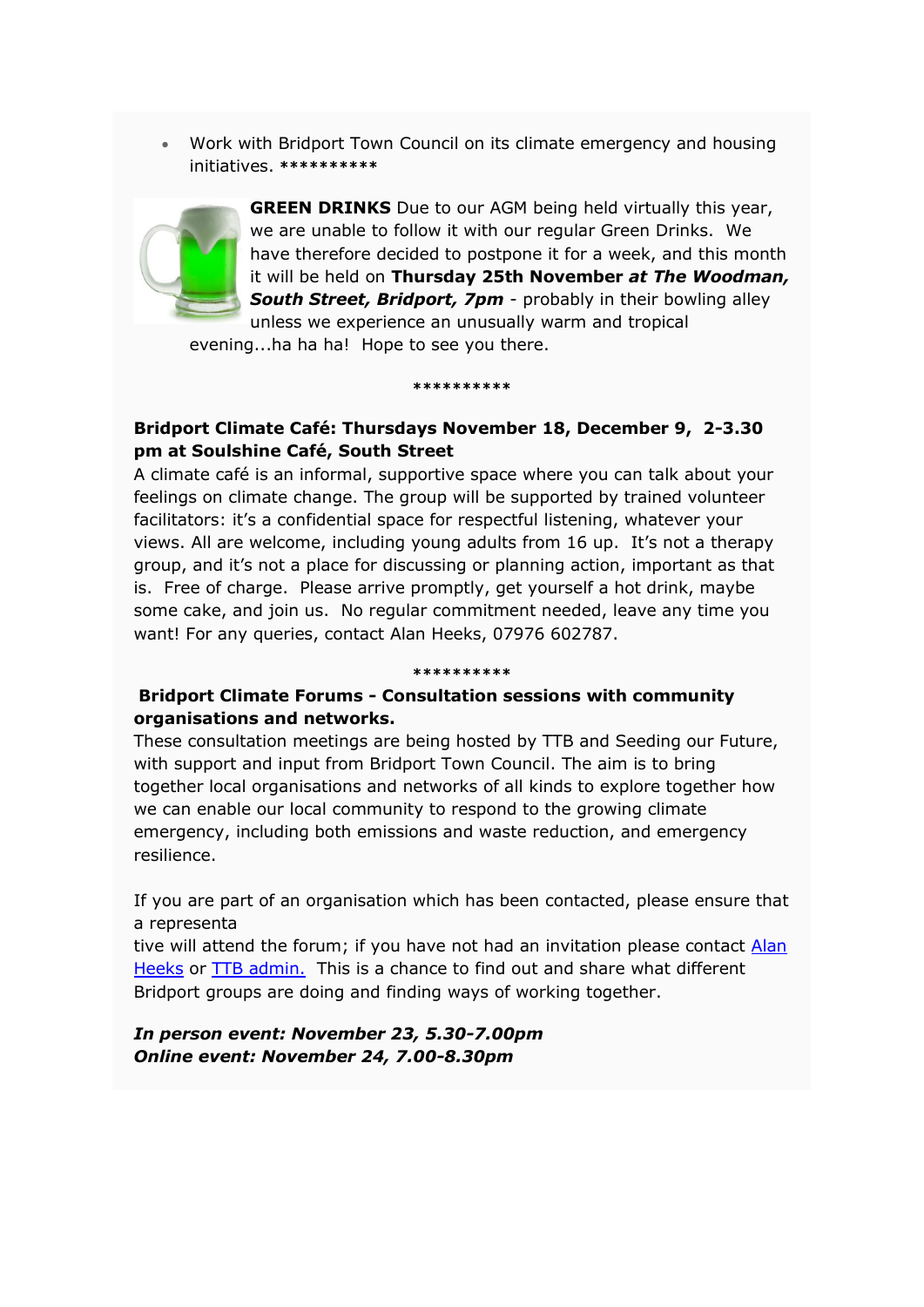- Work with Bridport Town Council on its climate emergency and housing initiatives. **********

**GREEN DRINKS** Due to our AGM being held virtually this year, we are unable to follow it with our regular Green Drinks. We have therefore decided to postpone it for a week, and this month it will be held on **Thursday 25th November *at The Woodman, South Street, Bridport, 7pm*** - probably in their bowling alley unless we experience an unusually warm and tropical evening...ha ha ha! Hope to see you there.

**********

**Bridport Climate Café: Thursdays November 18, December 9, 2-3.30 pm at Soulshine Café, South Street**

A climate café is an informal, supportive space where you can talk about your feelings on climate change. The group will be supported by trained volunteer facilitators: it's a confidential space for respectful listening, whatever your views. All are welcome, including young adults from 16 up. It's not a therapy group, and it's not a place for discussing or planning action, important as that is. Free of charge. Please arrive promptly, get yourself a hot drink, maybe some cake, and join us. No regular commitment needed, leave any time you want! For any queries, contact Alan Heeks, 07976 602787.

**********

**Bridport Climate Forums - Consultation sessions with community organisations and networks.**

These consultation meetings are being hosted by TTB and Seeding our Future, with support and input from Bridport Town Council. The aim is to bring together local organisations and networks of all kinds to explore together how we can enable our local community to respond to the growing climate emergency, including both emissions and waste reduction, and emergency resilience.

If you are part of an organisation which has been contacted, please ensure that a representative will attend the forum; if you have not had an invitation please contact Alan Heeks or TTB admin. This is a chance to find out and share what different Bridport groups are doing and finding ways of working together.

***In person event: November 23, 5.30-7.00pm***
***Online event: November 24, 7.00-8.30pm***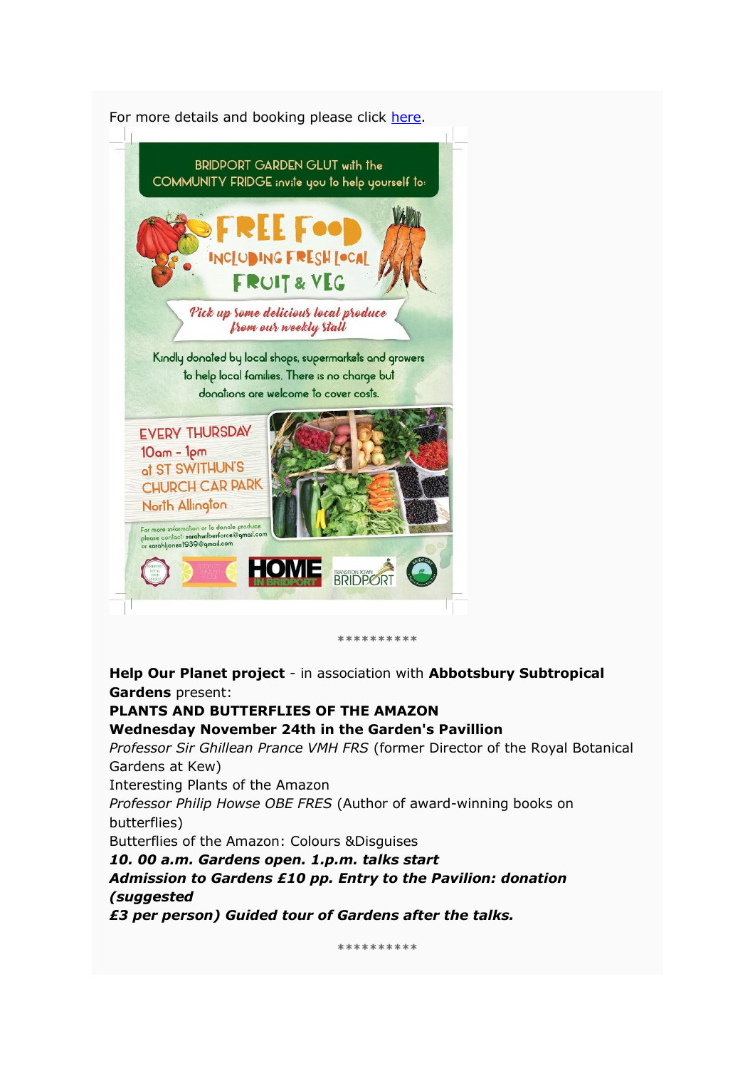For more details and booking please click here.

BRIDPORT GARDEN GLUT with the COMMUNITY FRIDGE invite you to help yourself to:

FREE FOOD INCLUDING FRESH LOCAL FRUIT & VEG

Pick up some delicious local produce from our weekly stall

Kindly donated by local shops, supermarkets and growers to help local families. There is no charge but donations are welcome to cover costs.

EVERY THURSDAY
10am - 1pm
at ST SWITHUN'S CHURCH CAR PARK
North Allington

For more information or to donate produce please contact: sarahwilberforce@gmail.com or sarahljones1939@gmail.com

\*\*\*\*\*\*\*\*\*\*

**Help Our Planet project** - in association with **Abbotsbury Subtropical Gardens** present:
**PLANTS AND BUTTERFLIES OF THE AMAZON**
**Wednesday November 24th in the Garden's Pavillion**
*Professor Sir Ghillean Prance VMH FRS* (former Director of the Royal Botanical Gardens at Kew)
Interesting Plants of the Amazon
*Professor Philip Howse OBE FRES* (Author of award-winning books on butterflies)
Butterflies of the Amazon: Colours &Disguises
***10. 00 a.m. Gardens open. 1.p.m. talks start***
***Admission to Gardens £10 pp. Entry to the Pavilion: donation (suggested £3 per person) Guided tour of Gardens after the talks.***

\*\*\*\*\*\*\*\*\*\*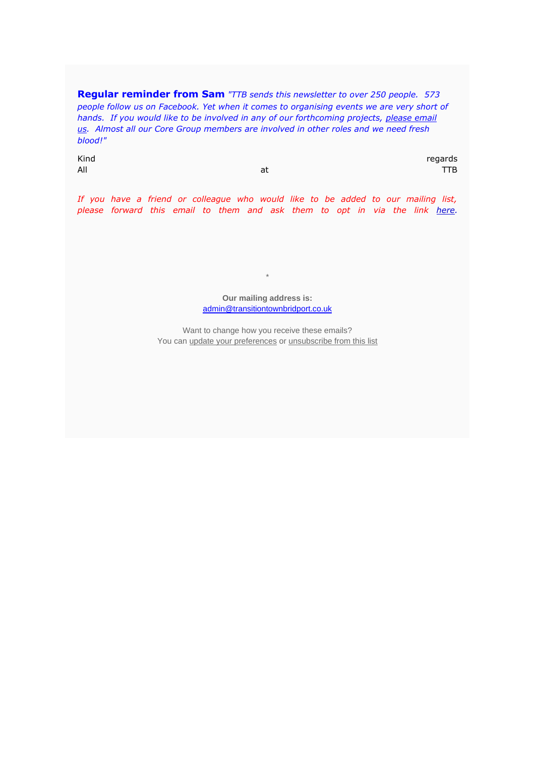**Regular reminder from Sam** *"TTB sends this newsletter to over 250 people. 573 people follow us on Facebook. Yet when it comes to organising events we are very short of hands. If you would like to be involved in any of our forthcoming projects, please email us. Almost all our Core Group members are involved in other roles and we need fresh blood!"*

Kind regards
All at TTB

*If you have a friend or colleague who would like to be added to our mailing list, please forward this email to them and ask them to opt in via the link here.*

*

**Our mailing address is:**
admin@transitiontownbridport.co.uk

Want to change how you receive these emails?
You can update your preferences or unsubscribe from this list